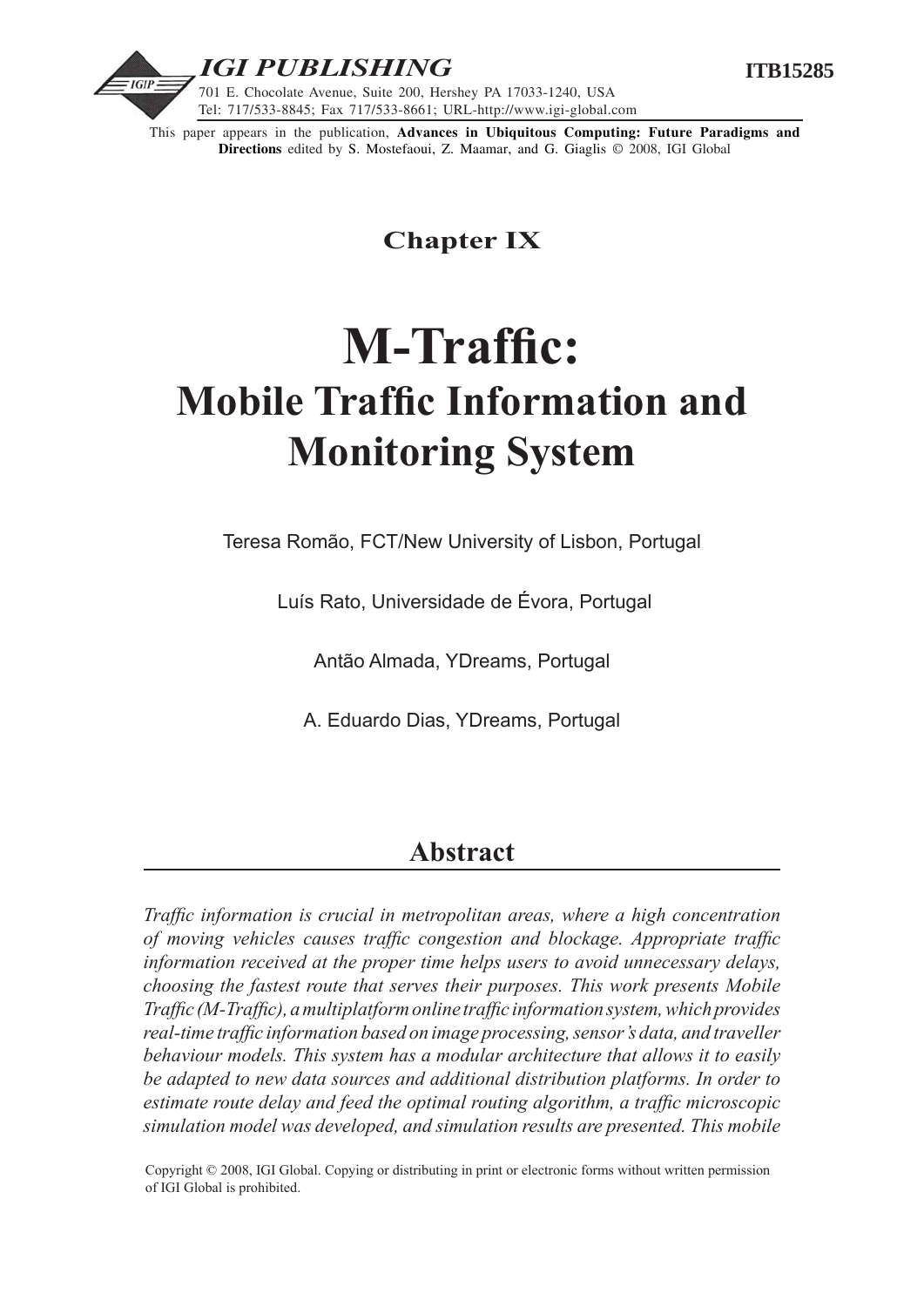This paper appears in the publication, **Advances in Ubiquitous Computing: Future Paradigms and Directions** edited by S. Mostefaoui, Z. Maamar, and G. Giaglis © 2008, IGI Global

## Chapter IX

# M-Traffic: Mobile Traffic Information and Monitoring System

Teresa Romão, FCT/New University of Lisbon, Portugal

Luís Rato, Universidade de Évora, Portugal

Antão Almada, YDreams, Portugal

A. Eduardo Dias, YDreams, Portugal

## Abstract

*Traffic information is crucial in metropolitan areas, where a high concentration of moving vehicles causes traffic congestion and blockage. Appropriate traffic information received at the proper time helps users to avoid unnecessary delays, choosing the fastest route that serves their purposes. This work presents Mobile Traffic (M-Traffic), a multiplatform online traffic information system, which provides real-time traffic information based on image processing, sensor's data, and traveller behaviour models. This system has a modular architecture that allows it to easily be adapted to new data sources and additional distribution platforms. In order to estimate route delay and feed the optimal routing algorithm, a traffic microscopic simulation model was developed, and simulation results are presented. This mobile*

Copyright © 2008, IGI Global. Copying or distributing in print or electronic forms without written permission of IGI Global is prohibited.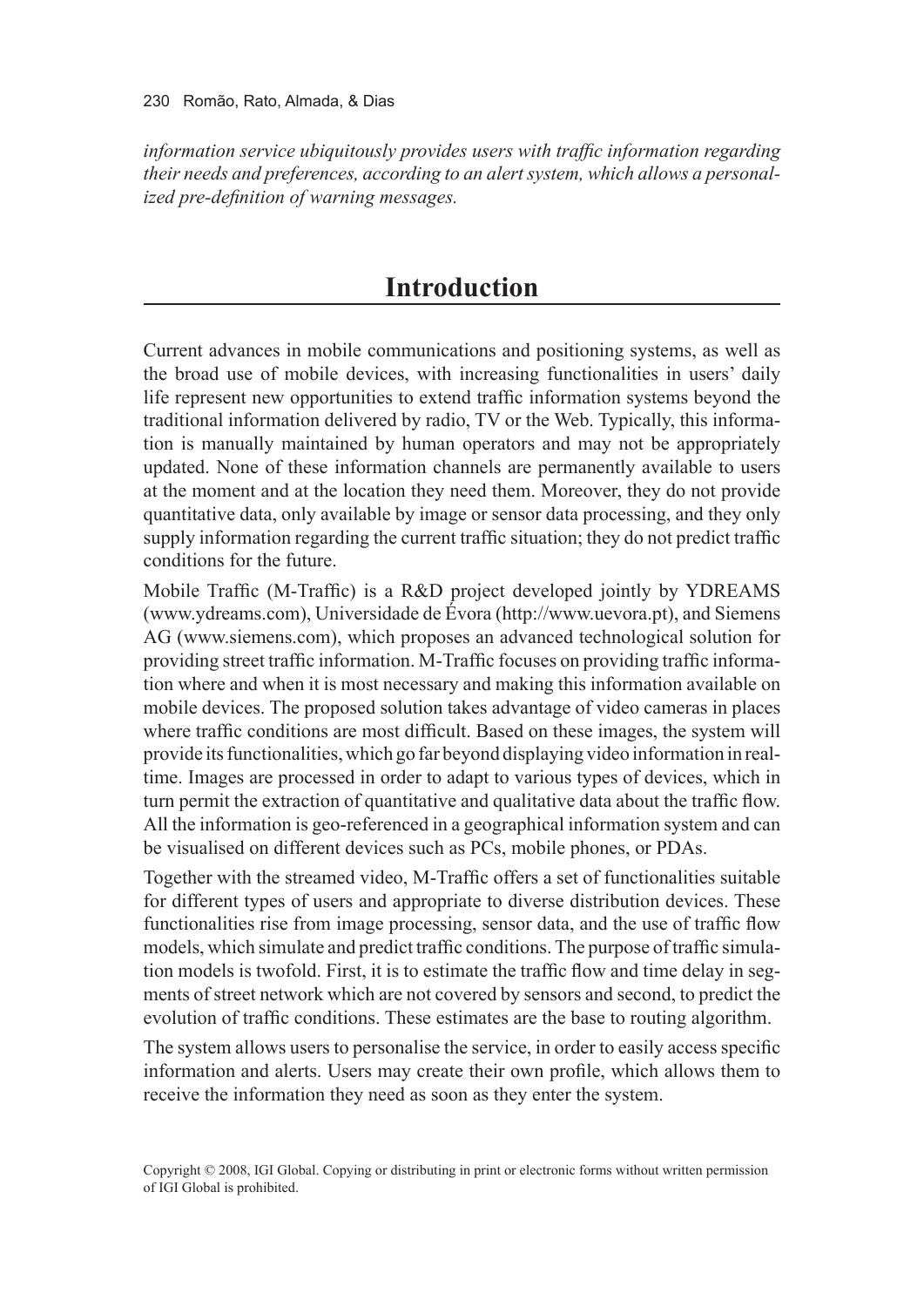*information service ubiquitously provides users with traffic information regarding their needs and preferences, according to an alert system, which allows a personalized pre-definition of warning messages.*

## Introduction

Current advances in mobile communications and positioning systems, as well as the broad use of mobile devices, with increasing functionalities in users' daily life represent new opportunities to extend traffic information systems beyond the traditional information delivered by radio, TV or the Web. Typically, this information is manually maintained by human operators and may not be appropriately updated. None of these information channels are permanently available to users at the moment and at the location they need them. Moreover, they do not provide quantitative data, only available by image or sensor data processing, and they only supply information regarding the current traffic situation; they do not predict traffic conditions for the future.

Mobile Traffic (M-Traffic) is a R&D project developed jointly by YDREAMS (www.ydreams.com), Universidade de Évora (http://www.uevora.pt), and Siemens AG (www.siemens.com), which proposes an advanced technological solution for providing street traffic information. M-Traffic focuses on providing traffic information where and when it is most necessary and making this information available on mobile devices. The proposed solution takes advantage of video cameras in places where traffic conditions are most difficult. Based on these images, the system will provide its functionalities, which go far beyond displaying video information in real-time. Images are processed in order to adapt to various types of devices, which in turn permit the extraction of quantitative and qualitative data about the traffic flow. All the information is geo-referenced in a geographical information system and can be visualised on different devices such as PCs, mobile phones, or PDAs.

Together with the streamed video, M-Traffic offers a set of functionalities suitable for different types of users and appropriate to diverse distribution devices. These functionalities rise from image processing, sensor data, and the use of traffic flow models, which simulate and predict traffic conditions. The purpose of traffic simulation models is twofold. First, it is to estimate the traffic flow and time delay in segments of street network which are not covered by sensors and second, to predict the evolution of traffic conditions. These estimates are the base to routing algorithm.

The system allows users to personalise the service, in order to easily access specific information and alerts. Users may create their own profile, which allows them to receive the information they need as soon as they enter the system.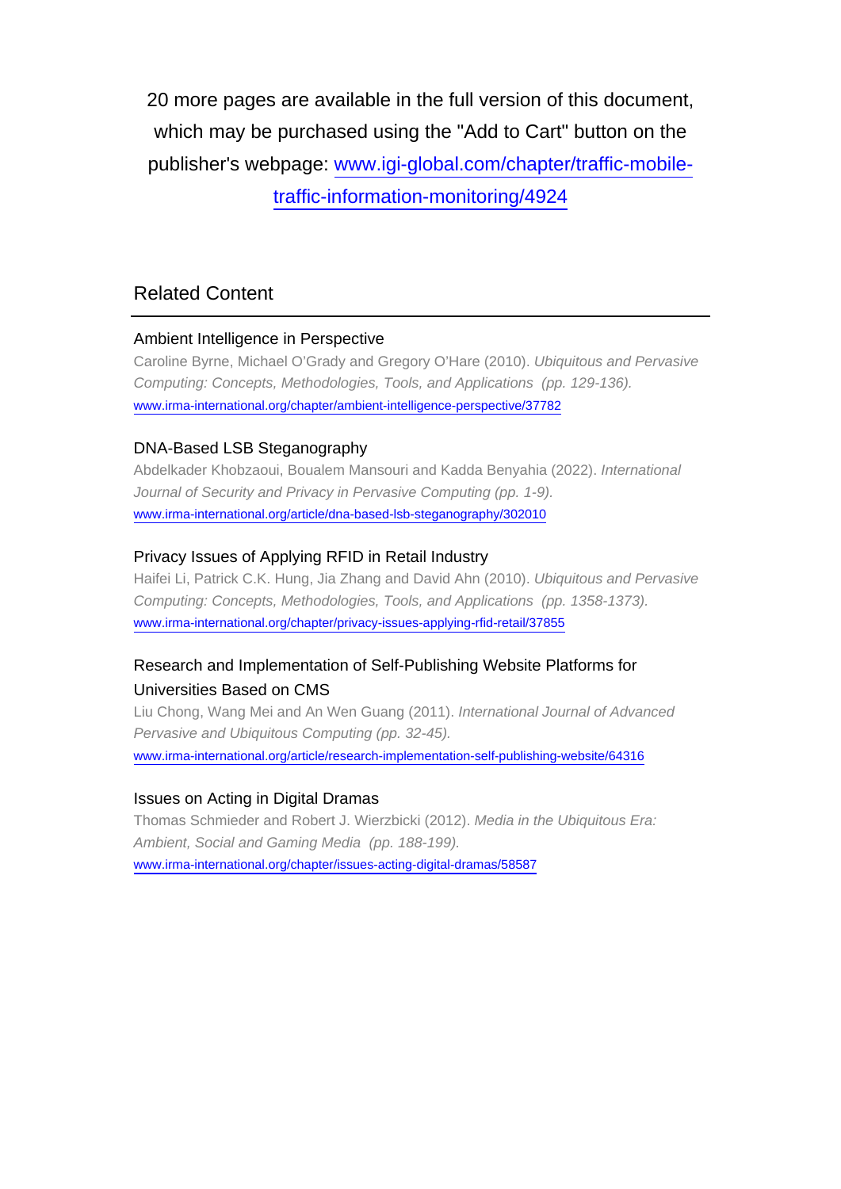20 more pages are available in the full version of this document, which may be purchased using the "Add to Cart" button on the publisher's webpage: www.igi-global.com/chapter/traffic-mobile-traffic-information-monitoring/4924

## Related Content

### Ambient Intelligence in Perspective

Caroline Byrne, Michael O'Grady and Gregory O'Hare (2010). *Ubiquitous and Pervasive Computing: Concepts, Methodologies, Tools, and Applications (pp. 129-136).*

www.irma-international.org/chapter/ambient-intelligence-perspective/37782

### DNA-Based LSB Steganography

Abdelkader Khobzaoui, Boualem Mansouri and Kadda Benyahia (2022). *International Journal of Security and Privacy in Pervasive Computing (pp. 1-9).*

www.irma-international.org/article/dna-based-lsb-steganography/302010

### Privacy Issues of Applying RFID in Retail Industry

Haifei Li, Patrick C.K. Hung, Jia Zhang and David Ahn (2010). *Ubiquitous and Pervasive Computing: Concepts, Methodologies, Tools, and Applications (pp. 1358-1373).*

www.irma-international.org/chapter/privacy-issues-applying-rfid-retail/37855

### Research and Implementation of Self-Publishing Website Platforms for Universities Based on CMS

Liu Chong, Wang Mei and An Wen Guang (2011). *International Journal of Advanced Pervasive and Ubiquitous Computing (pp. 32-45).*

www.irma-international.org/article/research-implementation-self-publishing-website/64316

### Issues on Acting in Digital Dramas

Thomas Schmieder and Robert J. Wierzbicki (2012). *Media in the Ubiquitous Era: Ambient, Social and Gaming Media (pp. 188-199).*

www.irma-international.org/chapter/issues-acting-digital-dramas/58587